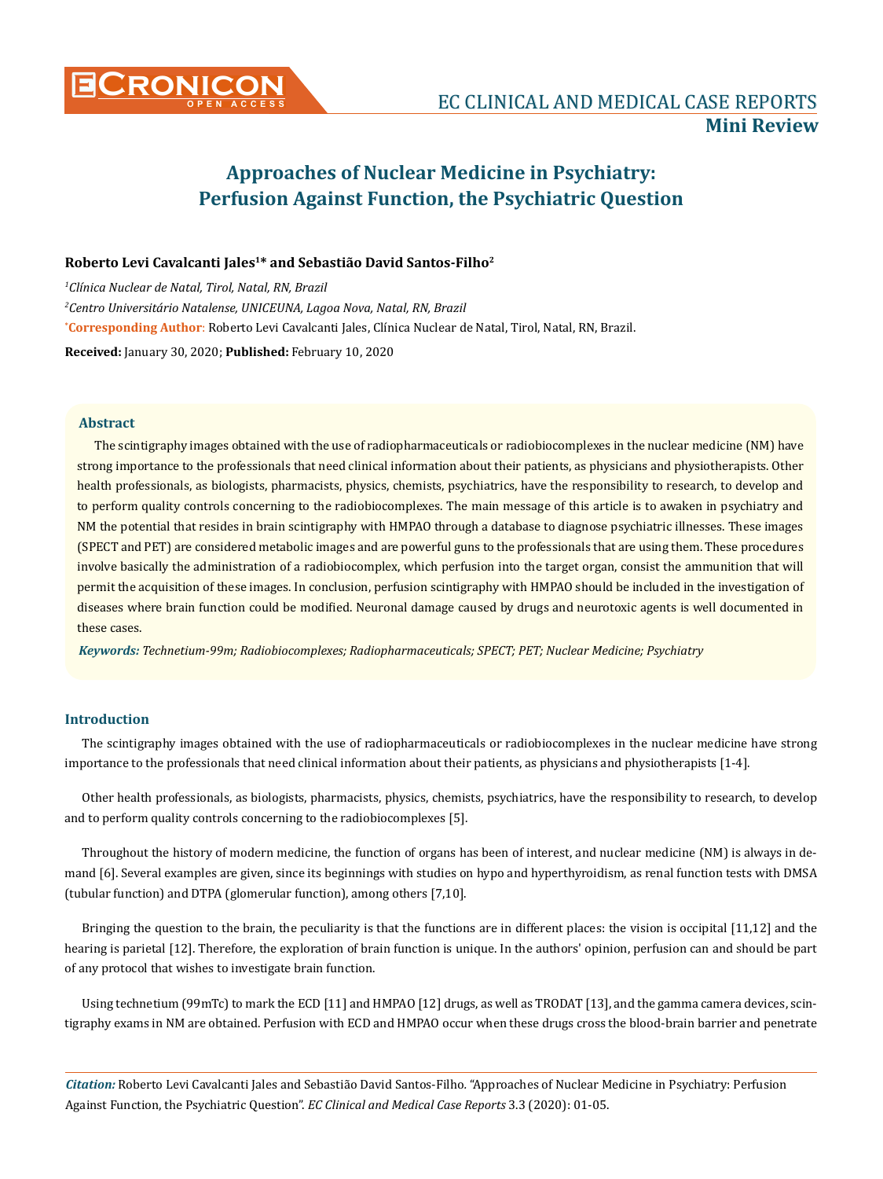Mini Review

# Approaches of Nuclear Medicine in Psychiatry: Perfusion Against Function, the Psychiatric Question

**Roberto Levi Cavalcanti Jales[1]* and Sebastião David Santos-Filho[2]**

*[1]Clínica Nuclear de Natal, Tirol, Natal, RN, Brazil*

*[2]Centro Universitário Natalense, UNICEUNA, Lagoa Nova, Natal, RN, Brazil*

***Corresponding Author**: Roberto Levi Cavalcanti Jales, Clínica Nuclear de Natal, Tirol, Natal, RN, Brazil.

**Received:** January 30, 2020; **Published:** February 10, 2020

## Abstract

The scintigraphy images obtained with the use of radiopharmaceuticals or radiobiocomplexes in the nuclear medicine (NM) have strong importance to the professionals that need clinical information about their patients, as physicians and physiotherapists. Other health professionals, as biologists, pharmacists, physics, chemists, psychiatrics, have the responsibility to research, to develop and to perform quality controls concerning to the radiobiocomplexes. The main message of this article is to awaken in psychiatry and NM the potential that resides in brain scintigraphy with HMPAO through a database to diagnose psychiatric illnesses. These images (SPECT and PET) are considered metabolic images and are powerful guns to the professionals that are using them. These procedures involve basically the administration of a radiobiocomplex, which perfusion into the target organ, consist the ammunition that will permit the acquisition of these images. In conclusion, perfusion scintigraphy with HMPAO should be included in the investigation of diseases where brain function could be modified. Neuronal damage caused by drugs and neurotoxic agents is well documented in these cases.

***Keywords:** Technetium-99m; Radiobiocomplexes; Radiopharmaceuticals; SPECT; PET; Nuclear Medicine; Psychiatry*

## Introduction

The scintigraphy images obtained with the use of radiopharmaceuticals or radiobiocomplexes in the nuclear medicine have strong importance to the professionals that need clinical information about their patients, as physicians and physiotherapists [1-4].

Other health professionals, as biologists, pharmacists, physics, chemists, psychiatrics, have the responsibility to research, to develop and to perform quality controls concerning to the radiobiocomplexes [5].

Throughout the history of modern medicine, the function of organs has been of interest, and nuclear medicine (NM) is always in demand [6]. Several examples are given, since its beginnings with studies on hypo and hyperthyroidism, as renal function tests with DMSA (tubular function) and DTPA (glomerular function), among others [7,10].

Bringing the question to the brain, the peculiarity is that the functions are in different places: the vision is occipital [11,12] and the hearing is parietal [12]. Therefore, the exploration of brain function is unique. In the authors' opinion, perfusion can and should be part of any protocol that wishes to investigate brain function.

Using technetium (99mTc) to mark the ECD [11] and HMPAO [12] drugs, as well as TRODAT [13], and the gamma camera devices, scintigraphy exams in NM are obtained. Perfusion with ECD and HMPAO occur when these drugs cross the blood-brain barrier and penetrate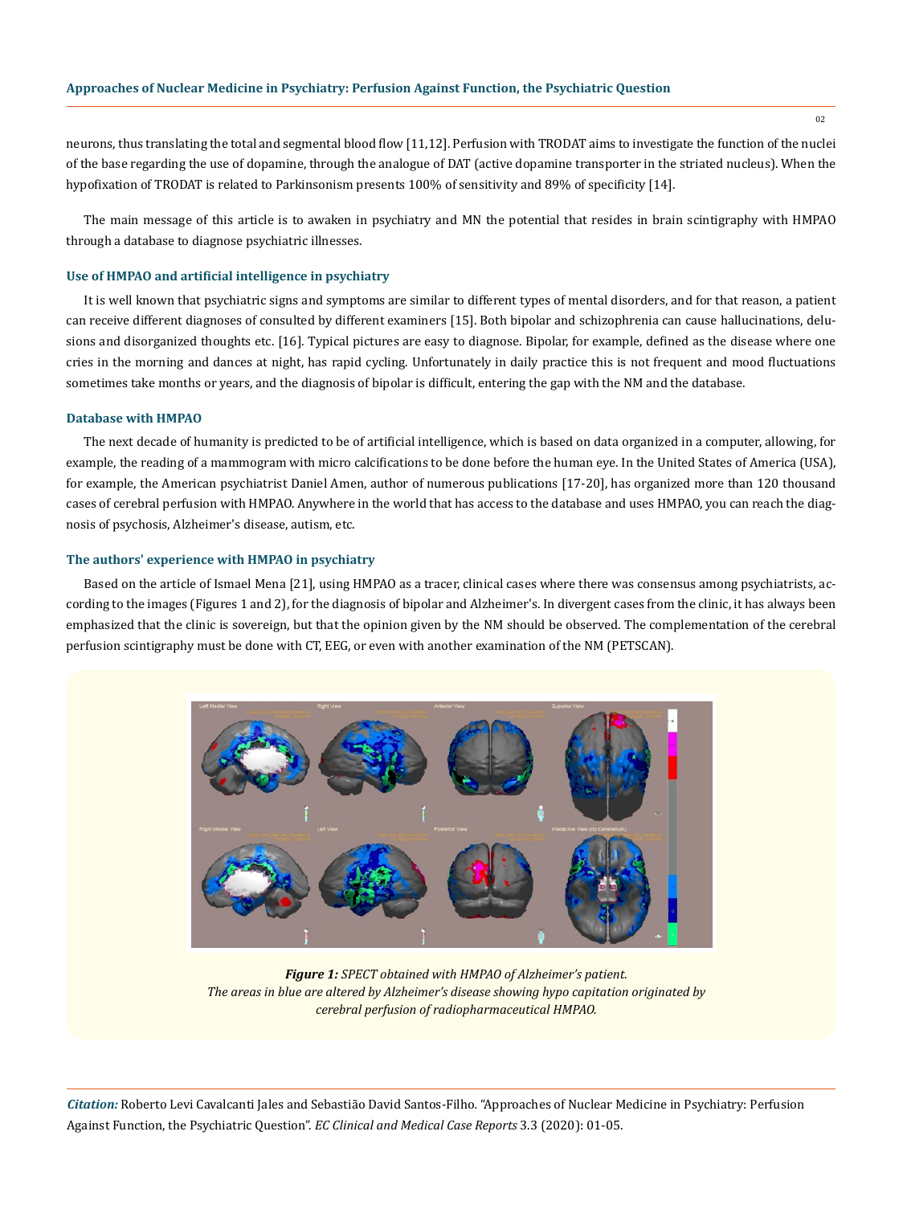neurons, thus translating the total and segmental blood flow [11,12]. Perfusion with TRODAT aims to investigate the function of the nuclei of the base regarding the use of dopamine, through the analogue of DAT (active dopamine transporter in the striated nucleus). When the hypofixation of TRODAT is related to Parkinsonism presents 100% of sensitivity and 89% of specificity [14].

The main message of this article is to awaken in psychiatry and MN the potential that resides in brain scintigraphy with HMPAO through a database to diagnose psychiatric illnesses.

### Use of HMPAO and artificial intelligence in psychiatry

It is well known that psychiatric signs and symptoms are similar to different types of mental disorders, and for that reason, a patient can receive different diagnoses of consulted by different examiners [15]. Both bipolar and schizophrenia can cause hallucinations, delusions and disorganized thoughts etc. [16]. Typical pictures are easy to diagnose. Bipolar, for example, defined as the disease where one cries in the morning and dances at night, has rapid cycling. Unfortunately in daily practice this is not frequent and mood fluctuations sometimes take months or years, and the diagnosis of bipolar is difficult, entering the gap with the NM and the database.

### Database with HMPAO

The next decade of humanity is predicted to be of artificial intelligence, which is based on data organized in a computer, allowing, for example, the reading of a mammogram with micro calcifications to be done before the human eye. In the United States of America (USA), for example, the American psychiatrist Daniel Amen, author of numerous publications [17-20], has organized more than 120 thousand cases of cerebral perfusion with HMPAO. Anywhere in the world that has access to the database and uses HMPAO, you can reach the diagnosis of psychosis, Alzheimer's disease, autism, etc.

### The authors' experience with HMPAO in psychiatry

Based on the article of Ismael Mena [21], using HMPAO as a tracer, clinical cases where there was consensus among psychiatrists, according to the images (Figures 1 and 2), for the diagnosis of bipolar and Alzheimer's. In divergent cases from the clinic, it has always been emphasized that the clinic is sovereign, but that the opinion given by the NM should be observed. The complementation of the cerebral perfusion scintigraphy must be done with CT, EEG, or even with another examination of the NM (PETSCAN).

***Figure 1:*** *SPECT obtained with HMPAO of Alzheimer's patient. The areas in blue are altered by Alzheimer's disease showing hypo capitation originated by cerebral perfusion of radiopharmaceutical HMPAO.*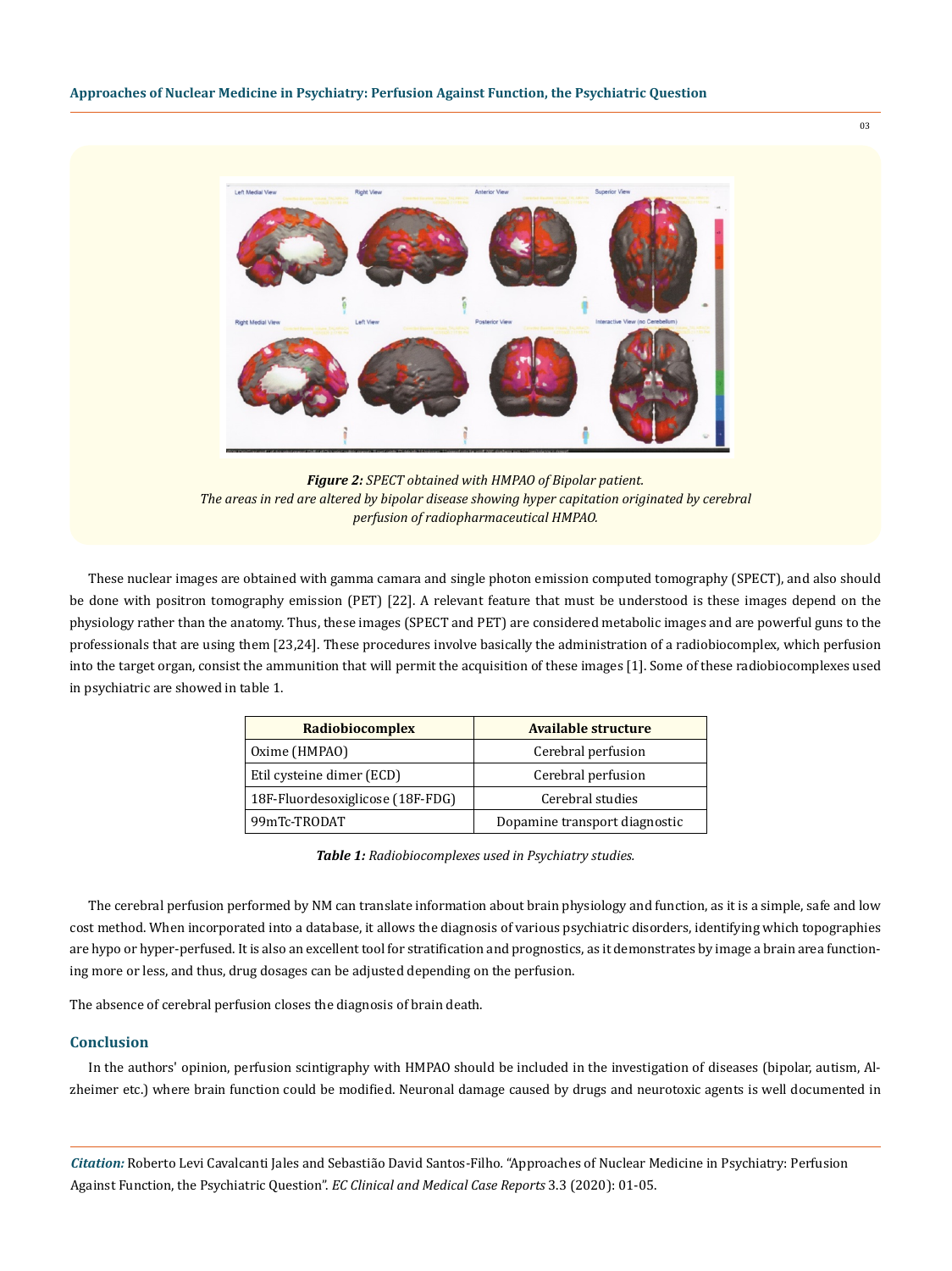*Figure 2: SPECT obtained with HMPAO of Bipolar patient.*
*The areas in red are altered by bipolar disease showing hyper capitation originated by cerebral perfusion of radiopharmaceutical HMPAO.*

These nuclear images are obtained with gamma camara and single photon emission computed tomography (SPECT), and also should be done with positron tomography emission (PET) [22]. A relevant feature that must be understood is these images depend on the physiology rather than the anatomy. Thus, these images (SPECT and PET) are considered metabolic images and are powerful guns to the professionals that are using them [23,24]. These procedures involve basically the administration of a radiobiocomplex, which perfusion into the target organ, consist the ammunition that will permit the acquisition of these images [1]. Some of these radiobiocomplexes used in psychiatric are showed in table 1.

| Radiobiocomplex | Available structure |
|---|---|
| Oxime (HMPAO) | Cerebral perfusion |
| Etil cysteine dimer (ECD) | Cerebral perfusion |
| 18F-Fluordesoxiglicose (18F-FDG) | Cerebral studies |
| 99mTc-TRODAT | Dopamine transport diagnostic |

***Table 1:*** *Radiobiocomplexes used in Psychiatry studies.*

The cerebral perfusion performed by NM can translate information about brain physiology and function, as it is a simple, safe and low cost method. When incorporated into a database, it allows the diagnosis of various psychiatric disorders, identifying which topographies are hypo or hyper-perfused. It is also an excellent tool for stratification and prognostics, as it demonstrates by image a brain area functioning more or less, and thus, drug dosages can be adjusted depending on the perfusion.

The absence of cerebral perfusion closes the diagnosis of brain death.

## Conclusion

In the authors' opinion, perfusion scintigraphy with HMPAO should be included in the investigation of diseases (bipolar, autism, Alzheimer etc.) where brain function could be modified. Neuronal damage caused by drugs and neurotoxic agents is well documented in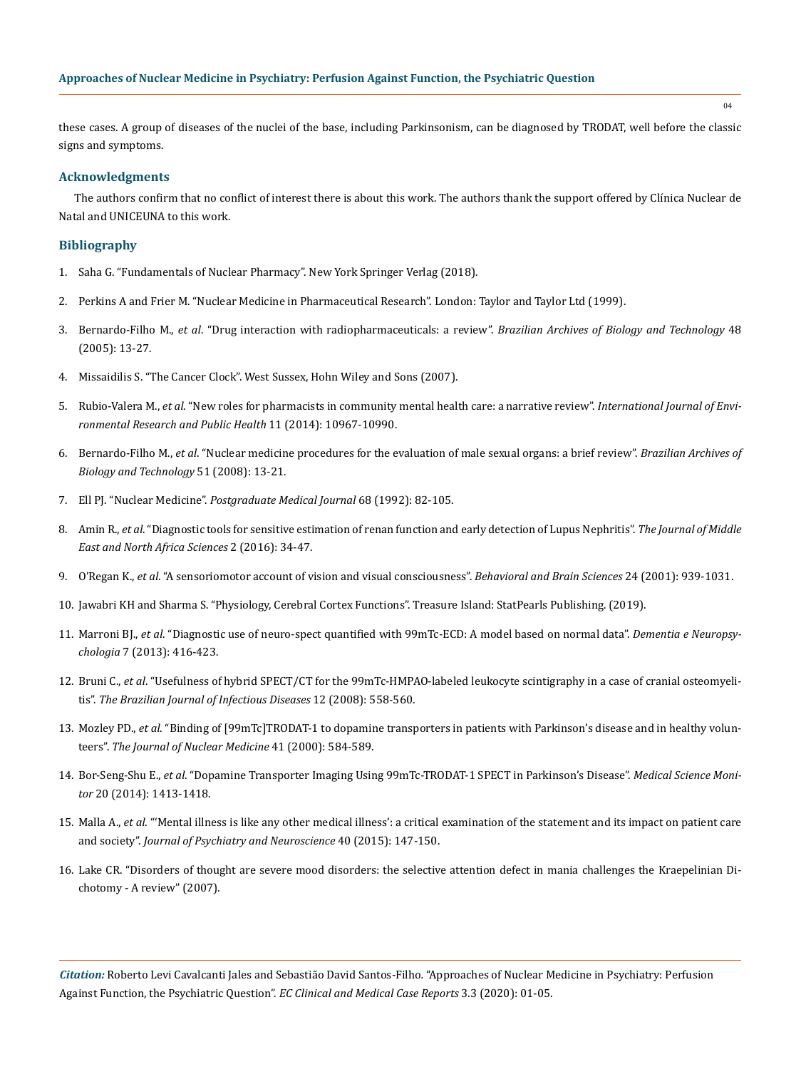these cases. A group of diseases of the nuclei of the base, including Parkinsonism, can be diagnosed by TRODAT, well before the classic signs and symptoms.

## Acknowledgments

The authors confirm that no conflict of interest there is about this work. The authors thank the support offered by Clínica Nuclear de Natal and UNICEUNA to this work.

## Bibliography

1. Saha G. "Fundamentals of Nuclear Pharmacy". New York Springer Verlag (2018).
2. Perkins A and Frier M. "Nuclear Medicine in Pharmaceutical Research". London: Taylor and Taylor Ltd (1999).
3. Bernardo-Filho M., *et al*. "Drug interaction with radiopharmaceuticals: a review". *Brazilian Archives of Biology and Technology* 48 (2005): 13-27.
4. Missaidilis S. "The Cancer Clock". West Sussex, Hohn Wiley and Sons (2007).
5. Rubio-Valera M., *et al*. "New roles for pharmacists in community mental health care: a narrative review". *International Journal of Environmental Research and Public Health* 11 (2014): 10967-10990.
6. Bernardo-Filho M., *et al*. "Nuclear medicine procedures for the evaluation of male sexual organs: a brief review". *Brazilian Archives of Biology and Technology* 51 (2008): 13-21.
7. Ell PJ. "Nuclear Medicine". *Postgraduate Medical Journal* 68 (1992): 82-105.
8. Amin R., *et al*. "Diagnostic tools for sensitive estimation of renan function and early detection of Lupus Nephritis". *The Journal of Middle East and North Africa Sciences* 2 (2016): 34-47.
9. O'Regan K., *et al*. "A sensoriomotor account of vision and visual consciousness". *Behavioral and Brain Sciences* 24 (2001): 939-1031.
10. Jawabri KH and Sharma S. "Physiology, Cerebral Cortex Functions". Treasure Island: StatPearls Publishing. (2019).
11. Marroni BJ., *et al*. "Diagnostic use of neuro-spect quantified with 99mTc-ECD: A model based on normal data". *Dementia e Neuropsychologia* 7 (2013): 416-423.
12. Bruni C., *et al*. "Usefulness of hybrid SPECT/CT for the 99mTc-HMPAO-labeled leukocyte scintigraphy in a case of cranial osteomyelitis". *The Brazilian Journal of Infectious Diseases* 12 (2008): 558-560.
13. Mozley PD., *et al*. "Binding of [99mTc]TRODAT-1 to dopamine transporters in patients with Parkinson's disease and in healthy volunteers". *The Journal of Nuclear Medicine* 41 (2000): 584-589.
14. Bor-Seng-Shu E., *et al*. "Dopamine Transporter Imaging Using 99mTc-TRODAT-1 SPECT in Parkinson's Disease". *Medical Science Monitor* 20 (2014): 1413-1418.
15. Malla A., *et al*. "'Mental illness is like any other medical illness': a critical examination of the statement and its impact on patient care and society". *Journal of Psychiatry and Neuroscience* 40 (2015): 147-150.
16. Lake CR. "Disorders of thought are severe mood disorders: the selective attention defect in mania challenges the Kraepelinian Dichotomy - A review" (2007).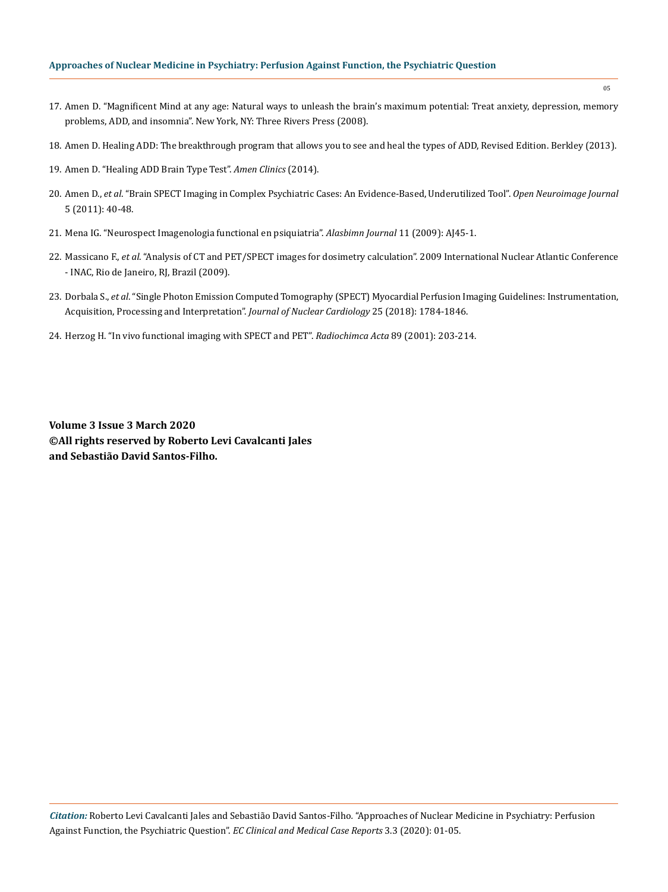17. Amen D. "Magnificent Mind at any age: Natural ways to unleash the brain's maximum potential: Treat anxiety, depression, memory problems, ADD, and insomnia". New York, NY: Three Rivers Press (2008).

18. Amen D. Healing ADD: The breakthrough program that allows you to see and heal the types of ADD, Revised Edition. Berkley (2013).

19. Amen D. "Healing ADD Brain Type Test". *Amen Clinics* (2014).

20. Amen D., *et al*. "Brain SPECT Imaging in Complex Psychiatric Cases: An Evidence-Based, Underutilized Tool". *Open Neuroimage Journal* 5 (2011): 40-48.

21. Mena IG. "Neurospect Imagenologia functional en psiquiatria". *Alasbimn Journal* 11 (2009): AJ45-1.

22. Massicano F., *et al*. "Analysis of CT and PET/SPECT images for dosimetry calculation". 2009 International Nuclear Atlantic Conference - INAC, Rio de Janeiro, RJ, Brazil (2009).

23. Dorbala S., *et al*. "Single Photon Emission Computed Tomography (SPECT) Myocardial Perfusion Imaging Guidelines: Instrumentation, Acquisition, Processing and Interpretation". *Journal of Nuclear Cardiology* 25 (2018): 1784-1846.

24. Herzog H. "In vivo functional imaging with SPECT and PET". *Radiochimca Acta* 89 (2001): 203-214.

**Volume 3 Issue 3 March 2020**
**©All rights reserved by Roberto Levi Cavalcanti Jales and Sebastião David Santos-Filho.**